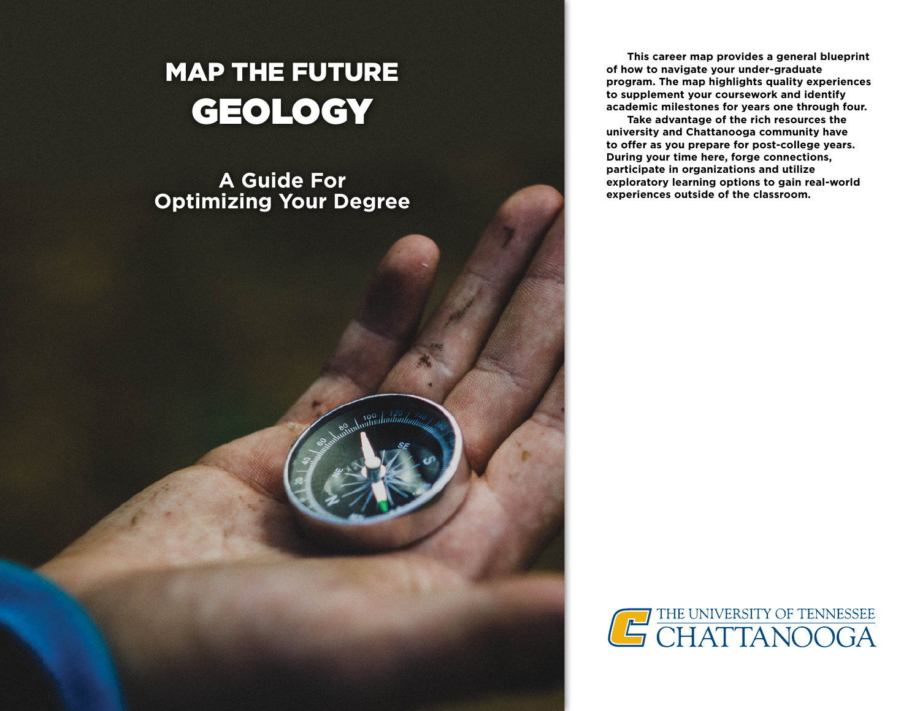# MAP THE FUTURE
# GEOLOGY

## A Guide For Optimizing Your Degree

**This career map provides a general blueprint of how to navigate your under-graduate program. The map highlights quality experiences to supplement your coursework and identify academic milestones for years one through four.**

**Take advantage of the rich resources the university and Chattanooga community have to offer as you prepare for post-college years. During your time here, forge connections, participate in organizations and utilize exploratory learning options to gain real-world experiences outside of the classroom.**

THE UNIVERSITY OF TENNESSEE
CHATTANOOGA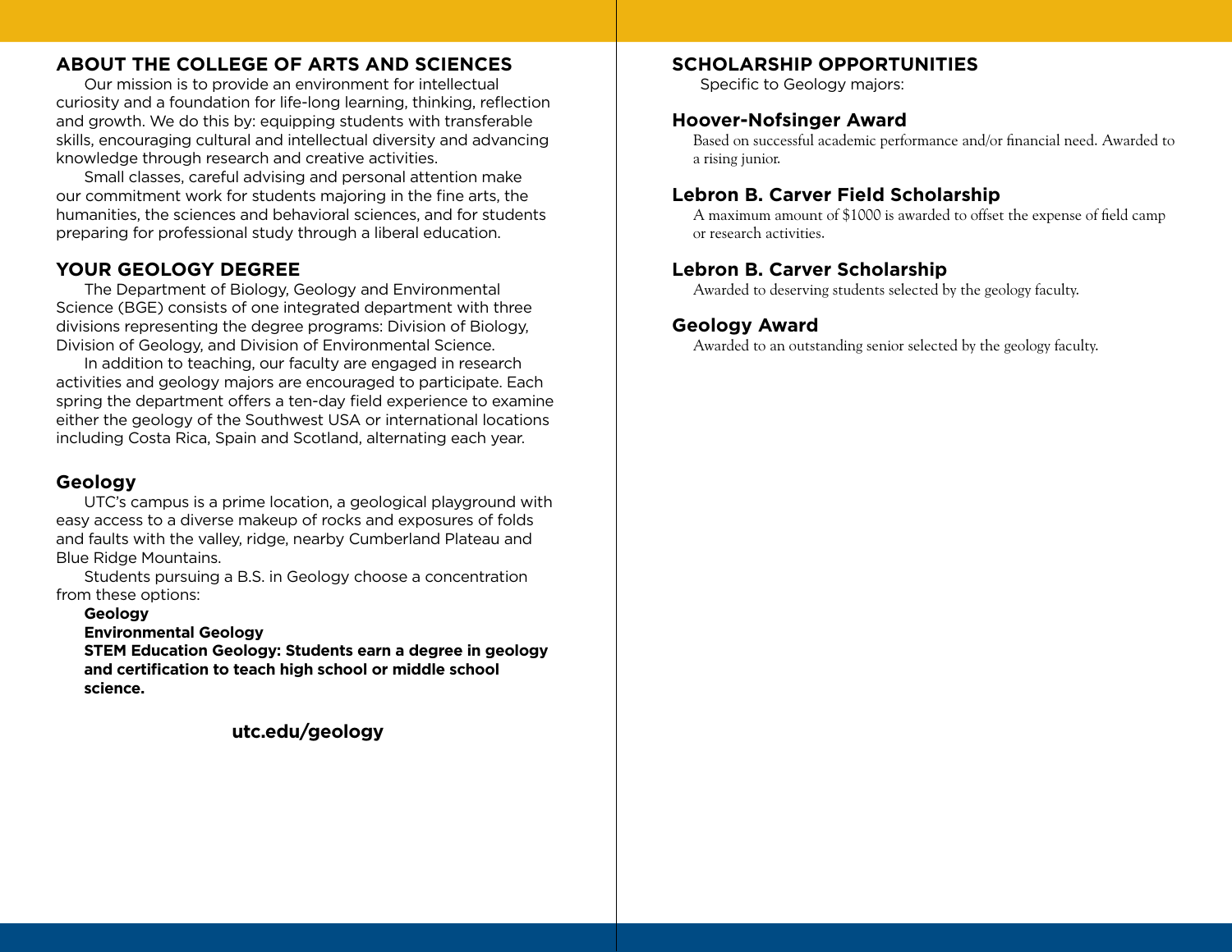## ABOUT THE COLLEGE OF ARTS AND SCIENCES

Our mission is to provide an environment for intellectual curiosity and a foundation for life-long learning, thinking, reflection and growth. We do this by: equipping students with transferable skills, encouraging cultural and intellectual diversity and advancing knowledge through research and creative activities.

Small classes, careful advising and personal attention make our commitment work for students majoring in the fine arts, the humanities, the sciences and behavioral sciences, and for students preparing for professional study through a liberal education.

## YOUR GEOLOGY DEGREE

The Department of Biology, Geology and Environmental Science (BGE) consists of one integrated department with three divisions representing the degree programs: Division of Biology, Division of Geology, and Division of Environmental Science.

In addition to teaching, our faculty are engaged in research activities and geology majors are encouraged to participate. Each spring the department offers a ten-day field experience to examine either the geology of the Southwest USA or international locations including Costa Rica, Spain and Scotland, alternating each year.

### Geology

UTC's campus is a prime location, a geological playground with easy access to a diverse makeup of rocks and exposures of folds and faults with the valley, ridge, nearby Cumberland Plateau and Blue Ridge Mountains.

Students pursuing a B.S. in Geology choose a concentration from these options:

**Geology**
**Environmental Geology**
**STEM Education Geology: Students earn a degree in geology and certification to teach high school or middle school science.**

**utc.edu/geology**

## SCHOLARSHIP OPPORTUNITIES

Specific to Geology majors:

### Hoover-Nofsinger Award

Based on successful academic performance and/or financial need. Awarded to a rising junior.

### Lebron B. Carver Field Scholarship

A maximum amount of $1000 is awarded to offset the expense of field camp or research activities.

### Lebron B. Carver Scholarship

Awarded to deserving students selected by the geology faculty.

### Geology Award

Awarded to an outstanding senior selected by the geology faculty.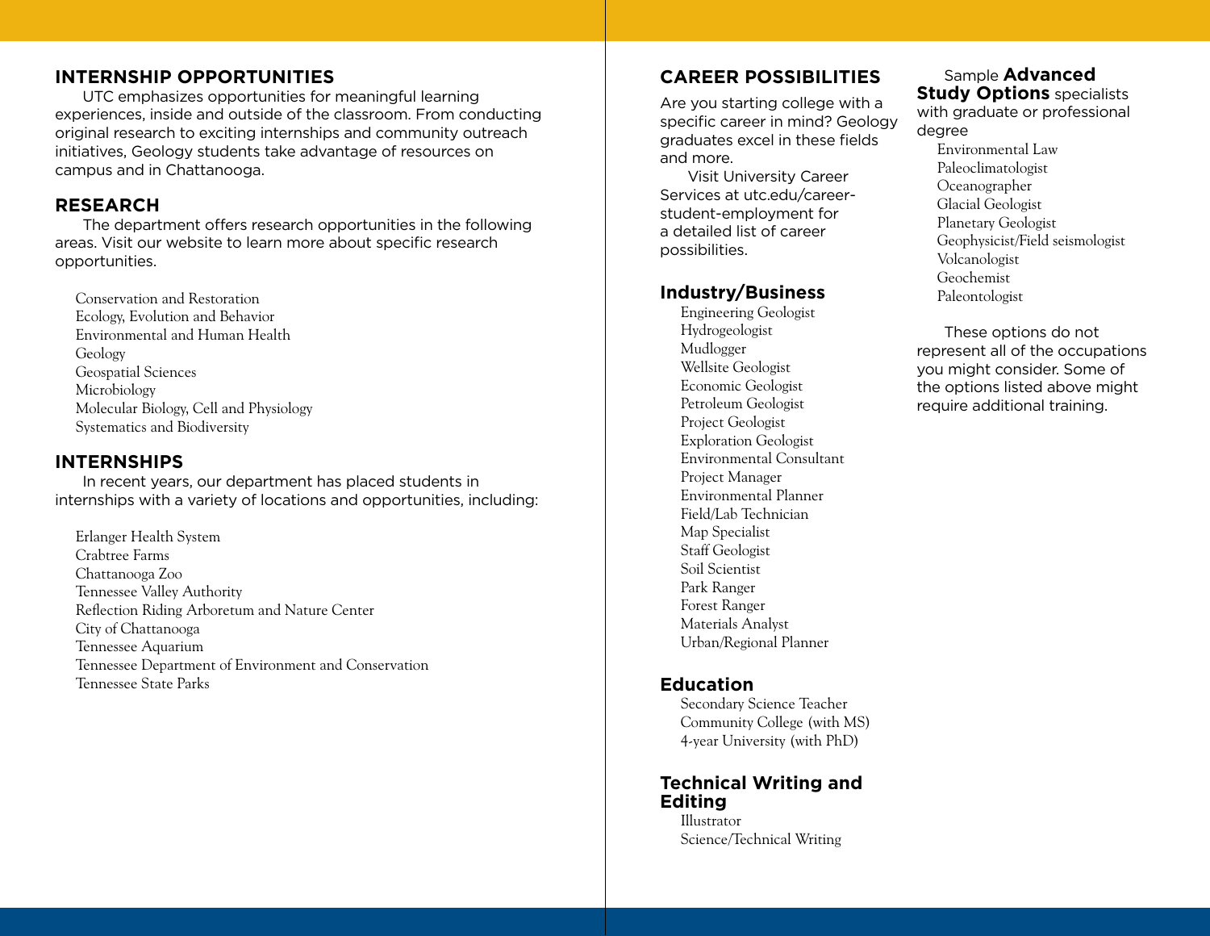## INTERNSHIP OPPORTUNITIES

UTC emphasizes opportunities for meaningful learning experiences, inside and outside of the classroom. From conducting original research to exciting internships and community outreach initiatives, Geology students take advantage of resources on campus and in Chattanooga.

## RESEARCH

The department offers research opportunities in the following areas. Visit our website to learn more about specific research opportunities.

- Conservation and Restoration
- Ecology, Evolution and Behavior
- Environmental and Human Health
- Geology
- Geospatial Sciences
- Microbiology
- Molecular Biology, Cell and Physiology
- Systematics and Biodiversity

## INTERNSHIPS

In recent years, our department has placed students in internships with a variety of locations and opportunities, including:

- Erlanger Health System
- Crabtree Farms
- Chattanooga Zoo
- Tennessee Valley Authority
- Reflection Riding Arboretum and Nature Center
- City of Chattanooga
- Tennessee Aquarium
- Tennessee Department of Environment and Conservation
- Tennessee State Parks

## CAREER POSSIBILITIES

Are you starting college with a specific career in mind? Geology graduates excel in these fields and more.

Visit University Career Services at utc.edu/career-student-employment for a detailed list of career possibilities.

### Industry/Business

- Engineering Geologist
- Hydrogeologist
- Mudlogger
- Wellsite Geologist
- Economic Geologist
- Petroleum Geologist
- Project Geologist
- Exploration Geologist
- Environmental Consultant
- Project Manager
- Environmental Planner
- Field/Lab Technician
- Map Specialist
- Staff Geologist
- Soil Scientist
- Park Ranger
- Forest Ranger
- Materials Analyst
- Urban/Regional Planner

### Education

- Secondary Science Teacher
- Community College (with MS)
- 4-year University (with PhD)

### Technical Writing and Editing

- Illustrator
- Science/Technical Writing

Sample **Advanced Study Options** specialists with graduate or professional degree

- Environmental Law
- Paleoclimatologist
- Oceanographer
- Glacial Geologist
- Planetary Geologist
- Geophysicist/Field seismologist
- Volcanologist
- Geochemist
- Paleontologist

These options do not represent all of the occupations you might consider. Some of the options listed above might require additional training.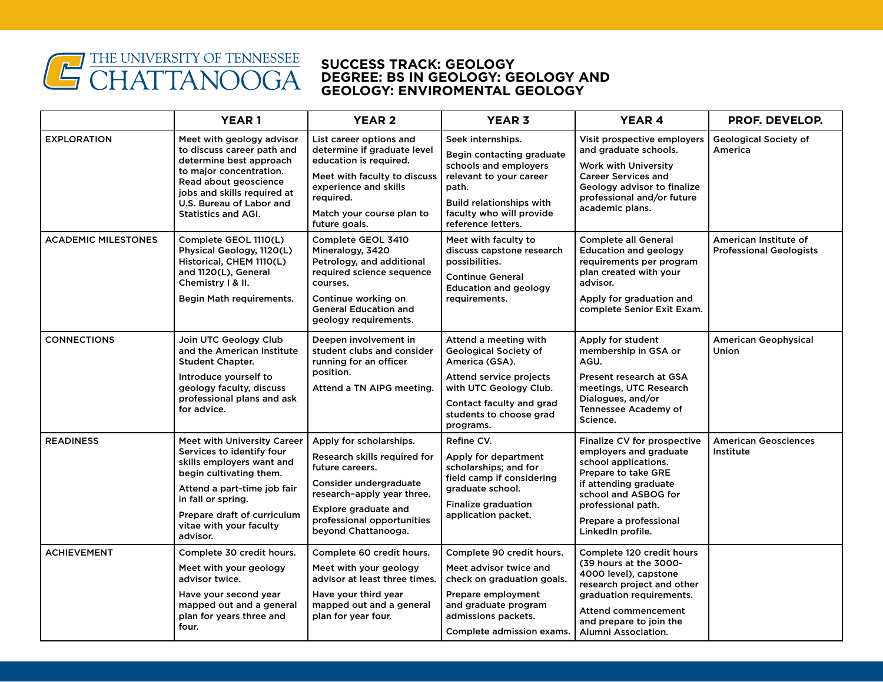THE UNIVERSITY OF TENNESSEE CHATTANOOGA

# SUCCESS TRACK: GEOLOGY
# DEGREE: BS IN GEOLOGY: GEOLOGY AND GEOLOGY: ENVIROMENTAL GEOLOGY

| | YEAR 1 | YEAR 2 | YEAR 3 | YEAR 4 | PROF. DEVELOP. |
|---|---|---|---|---|---|
| EXPLORATION | Meet with geology advisor to discuss career path and determine best approach to major concentration. Read about geoscience jobs and skills required at U.S. Bureau of Labor and Statistics and AGI. | List career options and determine if graduate level education is required.<br><br>Meet with faculty to discuss experience and skills required.<br><br>Match your course plan to future goals. | Seek internships.<br><br>Begin contacting graduate schools and employers relevant to your career path.<br><br>Build relationships with faculty who will provide reference letters. | Visit prospective employers and graduate schools.<br><br>Work with University Career Services and Geology advisor to finalize professional and/or future academic plans. | Geological Society of America |
| ACADEMIC MILESTONES | Complete GEOL 1110(L) Physical Geology, 1120(L) Historical, CHEM 1110(L) and 1120(L), General Chemistry I & II.<br><br>Begin Math requirements. | Complete GEOL 3410 Mineralogy, 3420 Petrology, and additional required science sequence courses.<br><br>Continue working on General Education and geology requirements. | Meet with faculty to discuss capstone research possibilities.<br><br>Continue General Education and geology requirements. | Complete all General Education and geology requirements per program plan created with your advisor.<br><br>Apply for graduation and complete Senior Exit Exam. | American Institute of Professional Geologists |
| CONNECTIONS | Join UTC Geology Club and the American Institute Student Chapter.<br><br>Introduce yourself to geology faculty, discuss professional plans and ask for advice. | Deepen involvement in student clubs and consider running for an officer position.<br><br>Attend a TN AIPG meeting. | Attend a meeting with Geological Society of America (GSA).<br><br>Attend service projects with UTC Geology Club.<br><br>Contact faculty and grad students to choose grad programs. | Apply for student membership in GSA or AGU.<br><br>Present research at GSA meetings, UTC Research Dialogues, and/or Tennessee Academy of Science. | American Geophysical Union |
| READINESS | Meet with University Career Services to identify four skills employers want and begin cultivating them.<br><br>Attend a part-time job fair in fall or spring.<br><br>Prepare draft of curriculum vitae with your faculty advisor. | Apply for scholarships.<br><br>Research skills required for future careers.<br><br>Consider undergraduate research–apply year three.<br><br>Explore graduate and professional opportunities beyond Chattanooga. | Refine CV.<br><br>Apply for department scholarships; and for field camp if considering graduate school.<br><br>Finalize graduation application packet. | Finalize CV for prospective employers and graduate school applications. Prepare to take GRE if attending graduate school and ASBOG for professional path.<br><br>Prepare a professional LinkedIn profile. | American Geosciences Institute |
| ACHIEVEMENT | Complete 30 credit hours.<br><br>Meet with your geology advisor twice.<br><br>Have your second year mapped out and a general plan for years three and four. | Complete 60 credit hours.<br><br>Meet with your geology advisor at least three times.<br><br>Have your third year mapped out and a general plan for year four. | Complete 90 credit hours.<br><br>Meet advisor twice and check on graduation goals.<br><br>Prepare employment and graduate program admissions packets.<br><br>Complete admission exams. | Complete 120 credit hours (39 hours at the 3000-4000 level), capstone research project and other graduation requirements.<br><br>Attend commencement and prepare to join the Alumni Association. | |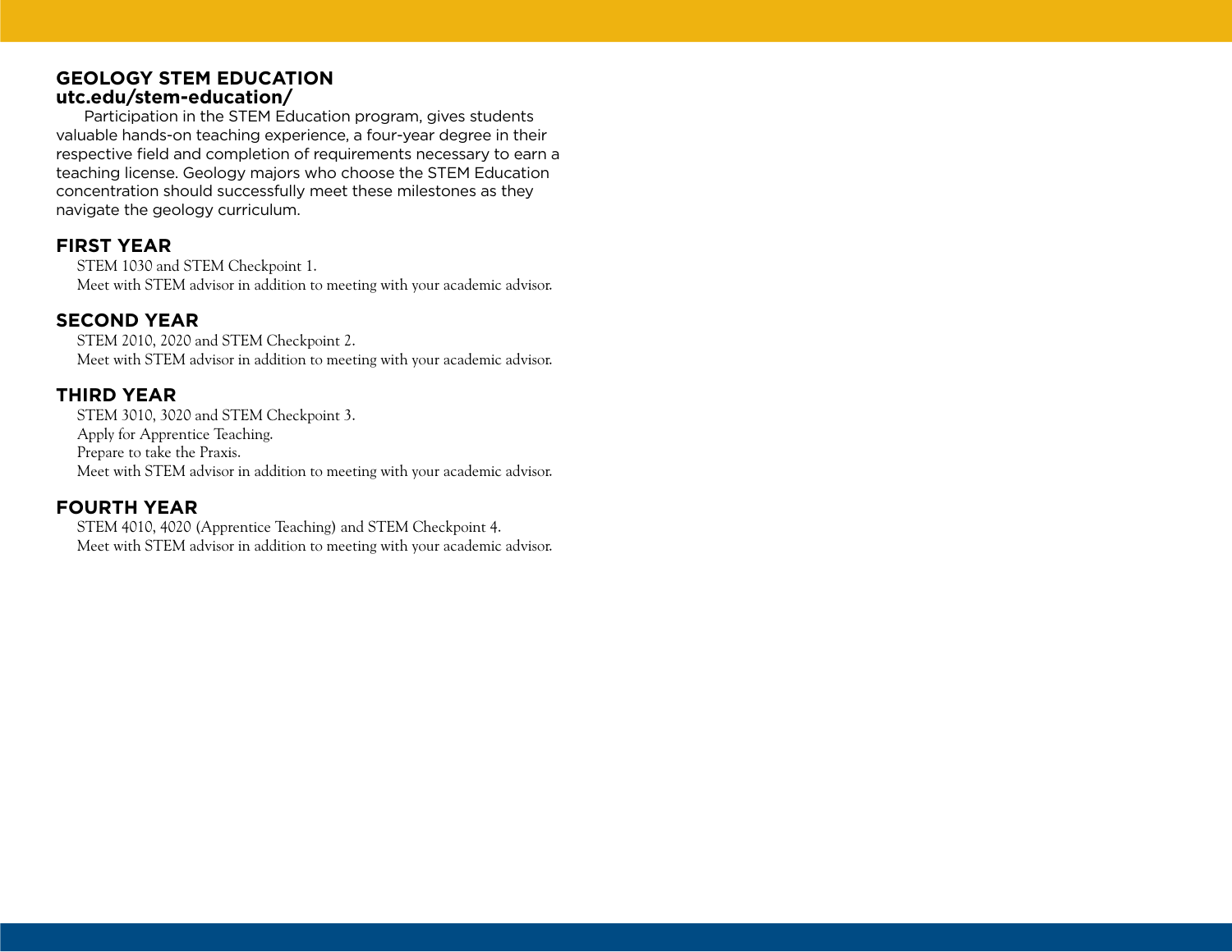## GEOLOGY STEM EDUCATION
**utc.edu/stem-education/**

Participation in the STEM Education program, gives students valuable hands-on teaching experience, a four-year degree in their respective field and completion of requirements necessary to earn a teaching license. Geology majors who choose the STEM Education concentration should successfully meet these milestones as they navigate the geology curriculum.

### FIRST YEAR

STEM 1030 and STEM Checkpoint 1.
Meet with STEM advisor in addition to meeting with your academic advisor.

### SECOND YEAR

STEM 2010, 2020 and STEM Checkpoint 2.
Meet with STEM advisor in addition to meeting with your academic advisor.

### THIRD YEAR

STEM 3010, 3020 and STEM Checkpoint 3.
Apply for Apprentice Teaching.
Prepare to take the Praxis.
Meet with STEM advisor in addition to meeting with your academic advisor.

### FOURTH YEAR

STEM 4010, 4020 (Apprentice Teaching) and STEM Checkpoint 4.
Meet with STEM advisor in addition to meeting with your academic advisor.